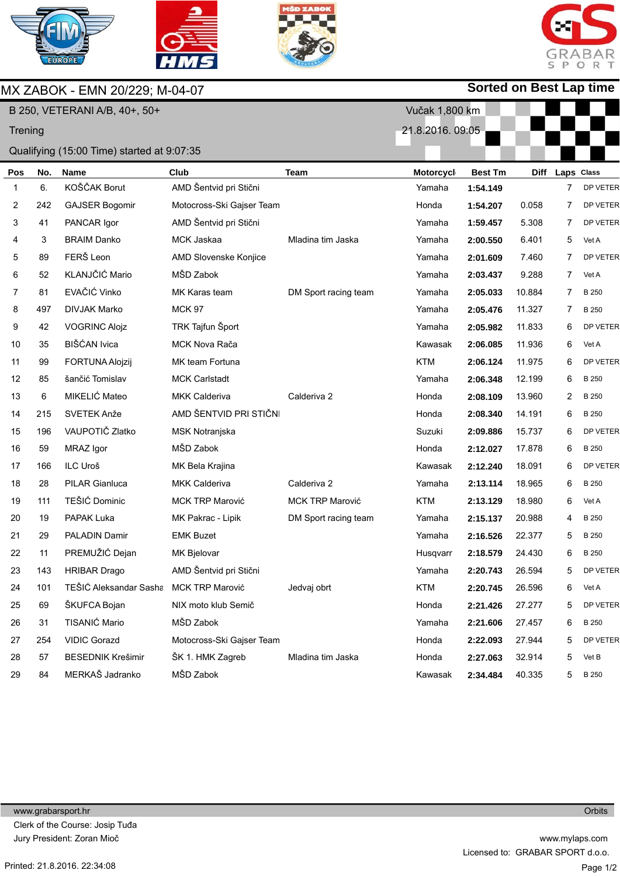# MX ZABOK - EMN 20/229; M-04-07

**Sorted on Best Lap time**

B 250, VETERANI A/B, 40+, 50+

Trening

Qualifying (15:00 Time) started at 9:07:35

Vučak 1,800 km

21.8.2016. 09:05

| Pos | No. | Name | Club | Team | Motorcycl | Best Tm | Diff | Laps | Class |
|---|---|---|---|---|---|---|---|---|---|
| 1 | 6. | KOŠČAK Borut | AMD Šentvid pri Stični | | Yamaha | **1:54.149** | | 7 | DP VETER |
| 2 | 242 | GAJSER Bogomir | Motocross-Ski Gajser Team | | Honda | **1:54.207** | 0.058 | 7 | DP VETER |
| 3 | 41 | PANCAR Igor | AMD Šentvid pri Stični | | Yamaha | **1:59.457** | 5.308 | 7 | DP VETER |
| 4 | 3 | BRAIM Danko | MCK Jaskaa | Mladina tim Jaska | Yamaha | **2:00.550** | 6.401 | 5 | Vet A |
| 5 | 89 | FERŠ Leon | AMD Slovenske Konjice | | Yamaha | **2:01.609** | 7.460 | 7 | DP VETER |
| 6 | 52 | KLANJČIĆ Mario | MŠD Zabok | | Yamaha | **2:03.437** | 9.288 | 7 | Vet A |
| 7 | 81 | EVAČIĆ Vinko | MK Karas team | DM Sport racing team | Yamaha | **2:05.033** | 10.884 | 7 | B 250 |
| 8 | 497 | DIVJAK Marko | MCK 97 | | Yamaha | **2:05.476** | 11.327 | 7 | B 250 |
| 9 | 42 | VOGRINC Alojz | TRK Tajfun Šport | | Yamaha | **2:05.982** | 11.833 | 6 | DP VETER |
| 10 | 35 | BIŠĆAN Ivica | MCK Nova Rača | | Kawasak | **2:06.085** | 11.936 | 6 | Vet A |
| 11 | 99 | FORTUNA Alojzij | MK team Fortuna | | KTM | **2:06.124** | 11.975 | 6 | DP VETER |
| 12 | 85 | šančić Tomislav | MCK Carlstadt | | Yamaha | **2:06.348** | 12.199 | 6 | B 250 |
| 13 | 6 | MIKELIĆ Mateo | MKK Calderiva | Calderiva 2 | Honda | **2:08.109** | 13.960 | 2 | B 250 |
| 14 | 215 | SVETEK Anže | AMD ŠENTVID PRI STIČNI | | Honda | **2:08.340** | 14.191 | 6 | B 250 |
| 15 | 196 | VAUPOTIČ Zlatko | MSK Notranjska | | Suzuki | **2:09.886** | 15.737 | 6 | DP VETER |
| 16 | 59 | MRAZ Igor | MŠD Zabok | | Honda | **2:12.027** | 17.878 | 6 | B 250 |
| 17 | 166 | ILC Uroš | MK Bela Krajina | | Kawasak | **2:12.240** | 18.091 | 6 | DP VETER |
| 18 | 28 | PILAR Gianluca | MKK Calderiva | Calderiva 2 | Yamaha | **2:13.114** | 18.965 | 6 | B 250 |
| 19 | 111 | TEŠIĆ Dominic | MCK TRP Marović | MCK TRP Marović | KTM | **2:13.129** | 18.980 | 6 | Vet A |
| 20 | 19 | PAPAK Luka | MK Pakrac - Lipik | DM Sport racing team | Yamaha | **2:15.137** | 20.988 | 4 | B 250 |
| 21 | 29 | PALADIN Damir | EMK Buzet | | Yamaha | **2:16.526** | 22.377 | 5 | B 250 |
| 22 | 11 | PREMUŽIĆ Dejan | MK Bjelovar | | Husqvarr | **2:18.579** | 24.430 | 6 | B 250 |
| 23 | 143 | HRIBAR Drago | AMD Šentvid pri Stični | | Yamaha | **2:20.743** | 26.594 | 5 | DP VETER |
| 24 | 101 | TEŠIĆ Aleksandar Sasha | MCK TRP Marović | Jedvaj obrt | KTM | **2:20.745** | 26.596 | 6 | Vet A |
| 25 | 69 | ŠKUFCA Bojan | NIX moto klub Semič | | Honda | **2:21.426** | 27.277 | 5 | DP VETER |
| 26 | 31 | TISANIĆ Mario | MŠD Zabok | | Yamaha | **2:21.606** | 27.457 | 6 | B 250 |
| 27 | 254 | VIDIC Gorazd | Motocross-Ski Gajser Team | | Honda | **2:22.093** | 27.944 | 5 | DP VETER |
| 28 | 57 | BESEDNIK Krešimir | ŠK 1. HMK Zagreb | Mladina tim Jaska | Honda | **2:27.063** | 32.914 | 5 | Vet B |
| 29 | 84 | MERKAŠ Jadranko | MŠD Zabok | | Kawasak | **2:34.484** | 40.335 | 5 | B 250 |

www.grabarsport.hr

Orbits

Clerk of the Course: Josip Tuđa

Jury President: Zoran Mioč

www.mylaps.com

Licensed to: GRABAR SPORT d.o.o.

Printed: 21.8.2016. 22:34:08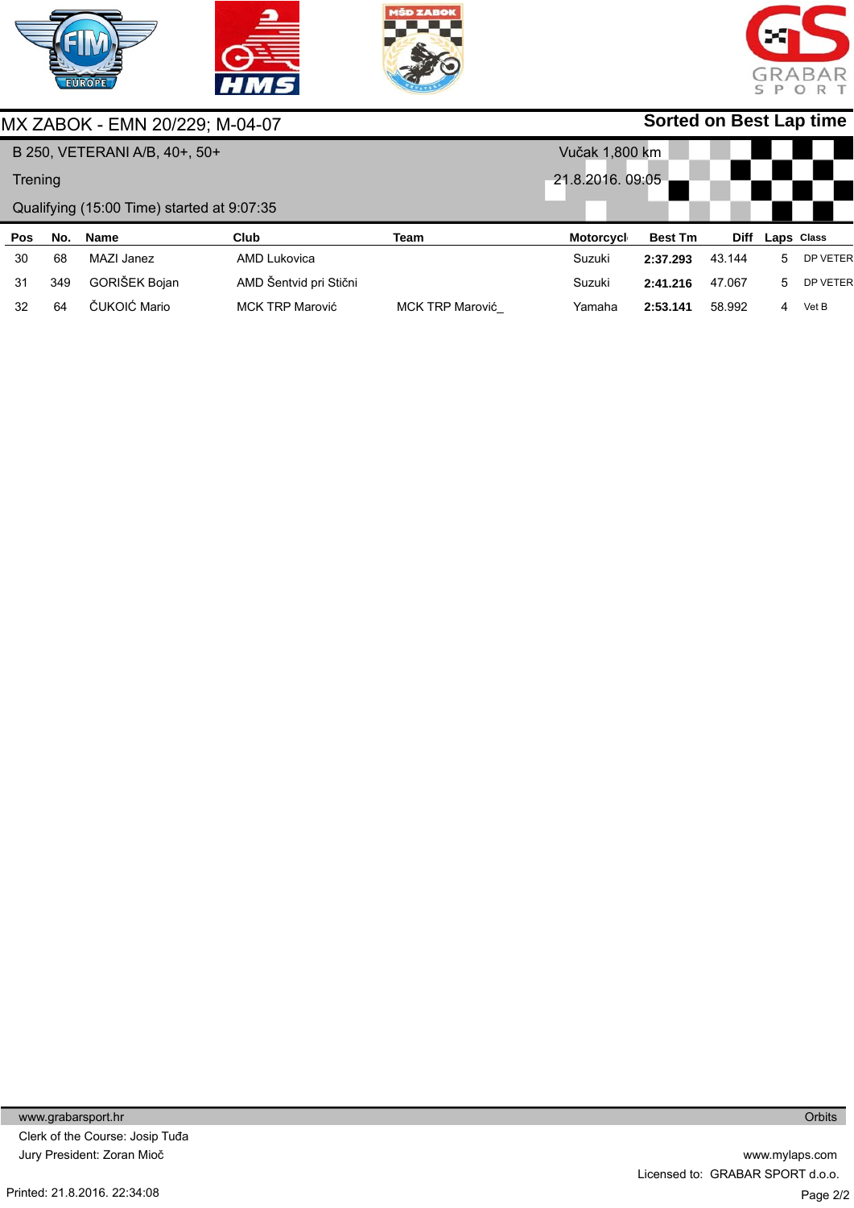## MX ZABOK - EMN 20/229; M-04-07

**Sorted on Best Lap time**

B 250, VETERANI A/B, 40+, 50+

Trening

Qualifying (15:00 Time) started at 9:07:35

Vučak 1,800 km

21.8.2016. 09:05

| Pos | No. | Name | Club | Team | Motorcycl | Best Tm | Diff | Laps | Class |
|---|---|---|---|---|---|---|---|---|---|
| 30 | 68 | MAZI Janez | AMD Lukovica | | Suzuki | **2:37.293** | 43.144 | 5 | DP VETER |
| 31 | 349 | GORIŠEK Bojan | AMD Šentvid pri Stični | | Suzuki | **2:41.216** | 47.067 | 5 | DP VETER |
| 32 | 64 | ČUKOIĆ Mario | MCK TRP Marović | MCK TRP Marović_ | Yamaha | **2:53.141** | 58.992 | 4 | Vet B |

www.grabarsport.hr

Orbits

Clerk of the Course: Josip Tuđa

Jury President: Zoran Mioč

www.mylaps.com

Licensed to: GRABAR SPORT d.o.o.

Printed: 21.8.2016. 22:34:08